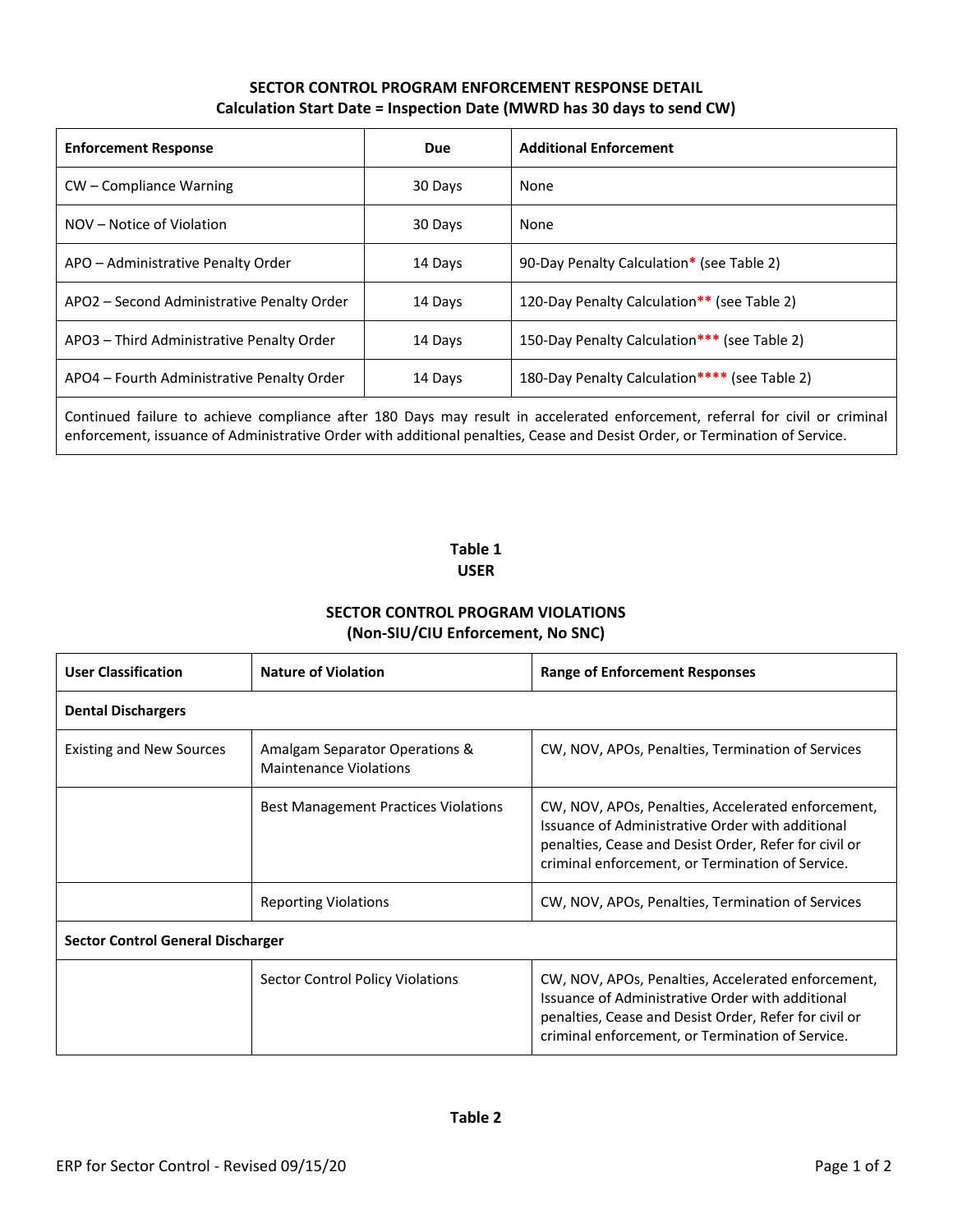## SECTOR CONTROL PROGRAM ENFORCEMENT RESPONSE DETAIL

**Calculation Start Date = Inspection Date (MWRD has 30 days to send CW)**

| Enforcement Response | Due | Additional Enforcement |
|---|---|---|
| CW – Compliance Warning | 30 Days | None |
| NOV – Notice of Violation | 30 Days | None |
| APO – Administrative Penalty Order | 14 Days | 90-Day Penalty Calculation* (see Table 2) |
| APO2 – Second Administrative Penalty Order | 14 Days | 120-Day Penalty Calculation** (see Table 2) |
| APO3 – Third Administrative Penalty Order | 14 Days | 150-Day Penalty Calculation*** (see Table 2) |
| APO4 – Fourth Administrative Penalty Order | 14 Days | 180-Day Penalty Calculation**** (see Table 2) |
| Continued failure to achieve compliance after 180 Days may result in accelerated enforcement, referral for civil or criminal enforcement, issuance of Administrative Order with additional penalties, Cease and Desist Order, or Termination of Service. | | |

## Table 1
## USER

### SECTOR CONTROL PROGRAM VIOLATIONS
### (Non-SIU/CIU Enforcement, No SNC)

| User Classification | Nature of Violation | Range of Enforcement Responses |
|---|---|---|
| **Dental Dischargers** | | |
| Existing and New Sources | Amalgam Separator Operations & Maintenance Violations | CW, NOV, APOs, Penalties, Termination of Services |
| | Best Management Practices Violations | CW, NOV, APOs, Penalties, Accelerated enforcement, Issuance of Administrative Order with additional penalties, Cease and Desist Order, Refer for civil or criminal enforcement, or Termination of Service. |
| | Reporting Violations | CW, NOV, APOs, Penalties, Termination of Services |
| **Sector Control General Discharger** | | |
| | Sector Control Policy Violations | CW, NOV, APOs, Penalties, Accelerated enforcement, Issuance of Administrative Order with additional penalties, Cease and Desist Order, Refer for civil or criminal enforcement, or Termination of Service. |

## Table 2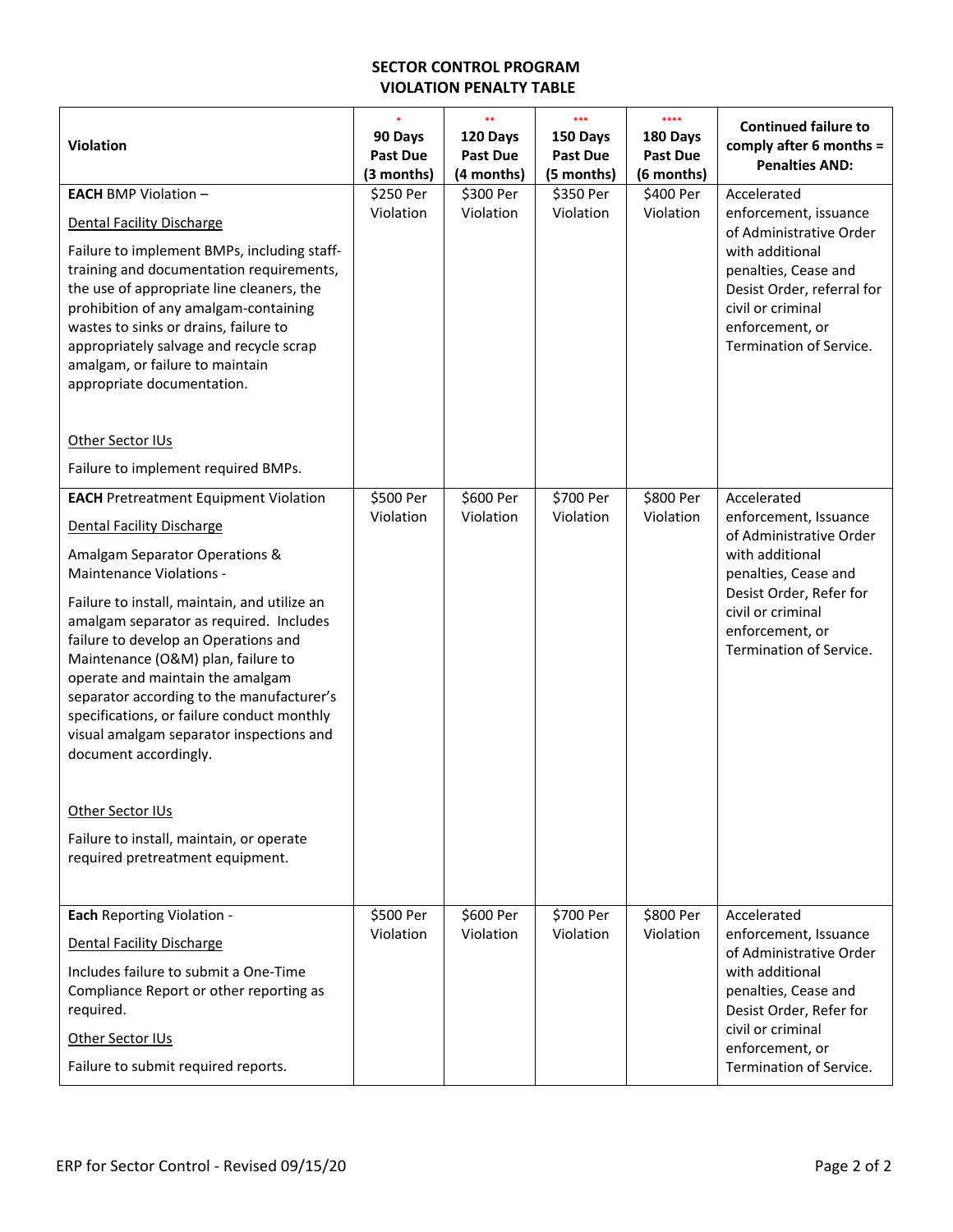## SECTOR CONTROL PROGRAM
## VIOLATION PENALTY TABLE

| Violation | * 90 Days Past Due (3 months) | ** 120 Days Past Due (4 months) | *** 150 Days Past Due (5 months) | **** 180 Days Past Due (6 months) | Continued failure to comply after 6 months = Penalties AND: |
|---|---|---|---|---|---|
| **EACH** BMP Violation – <br> Dental Facility Discharge <br> Failure to implement BMPs, including staff-training and documentation requirements, the use of appropriate line cleaners, the prohibition of any amalgam-containing wastes to sinks or drains, failure to appropriately salvage and recycle scrap amalgam, or failure to maintain appropriate documentation. <br> Other Sector IUs <br> Failure to implement required BMPs. | $250 Per Violation | $300 Per Violation | $350 Per Violation | $400 Per Violation | Accelerated enforcement, issuance of Administrative Order with additional penalties, Cease and Desist Order, referral for civil or criminal enforcement, or Termination of Service. |
| **EACH** Pretreatment Equipment Violation <br> Dental Facility Discharge <br> Amalgam Separator Operations & Maintenance Violations - <br> Failure to install, maintain, and utilize an amalgam separator as required. Includes failure to develop an Operations and Maintenance (O&M) plan, failure to operate and maintain the amalgam separator according to the manufacturer's specifications, or failure conduct monthly visual amalgam separator inspections and document accordingly. <br> Other Sector IUs <br> Failure to install, maintain, or operate required pretreatment equipment. | $500 Per Violation | $600 Per Violation | $700 Per Violation | $800 Per Violation | Accelerated enforcement, Issuance of Administrative Order with additional penalties, Cease and Desist Order, Refer for civil or criminal enforcement, or Termination of Service. |
| **Each** Reporting Violation - <br> Dental Facility Discharge <br> Includes failure to submit a One-Time Compliance Report or other reporting as required. <br> Other Sector IUs <br> Failure to submit required reports. | $500 Per Violation | $600 Per Violation | $700 Per Violation | $800 Per Violation | Accelerated enforcement, Issuance of Administrative Order with additional penalties, Cease and Desist Order, Refer for civil or criminal enforcement, or Termination of Service. |